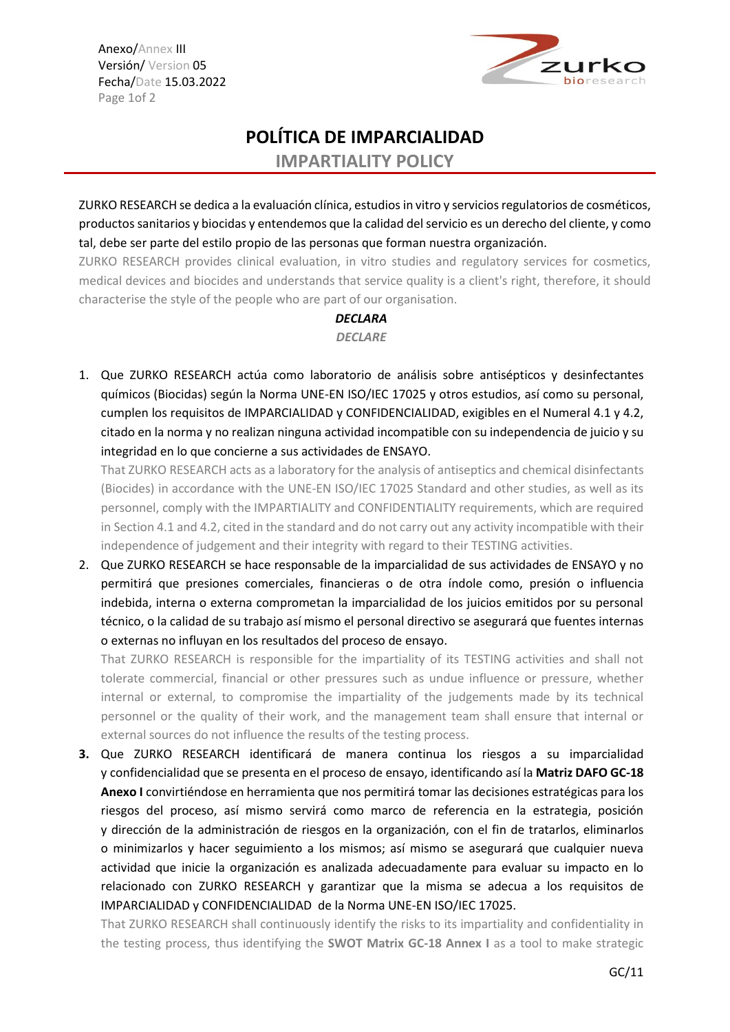Anexo/Annex III
Versión/ Version 05
Fecha/Date 15.03.2022

# POLÍTICA DE IMPARCIALIDAD

## IMPARTIALITY POLICY

ZURKO RESEARCH se dedica a la evaluación clínica, estudios in vitro y servicios regulatorios de cosméticos, productos sanitarios y biocidas y entendemos que la calidad del servicio es un derecho del cliente, y como tal, debe ser parte del estilo propio de las personas que forman nuestra organización.

ZURKO RESEARCH provides clinical evaluation, in vitro studies and regulatory services for cosmetics, medical devices and biocides and understands that service quality is a client's right, therefore, it should characterise the style of the people who are part of our organisation.

***DECLARA***

***DECLARE***

1. Que ZURKO RESEARCH actúa como laboratorio de análisis sobre antisépticos y desinfectantes químicos (Biocidas) según la Norma UNE-EN ISO/IEC 17025 y otros estudios, así como su personal, cumplen los requisitos de IMPARCIALIDAD y CONFIDENCIALIDAD, exigibles en el Numeral 4.1 y 4.2, citado en la norma y no realizan ninguna actividad incompatible con su independencia de juicio y su integridad en lo que concierne a sus actividades de ENSAYO.

   That ZURKO RESEARCH acts as a laboratory for the analysis of antiseptics and chemical disinfectants (Biocides) in accordance with the UNE-EN ISO/IEC 17025 Standard and other studies, as well as its personnel, comply with the IMPARTIALITY and CONFIDENTIALITY requirements, which are required in Section 4.1 and 4.2, cited in the standard and do not carry out any activity incompatible with their independence of judgement and their integrity with regard to their TESTING activities.

2. Que ZURKO RESEARCH se hace responsable de la imparcialidad de sus actividades de ENSAYO y no permitirá que presiones comerciales, financieras o de otra índole como, presión o influencia indebida, interna o externa comprometan la imparcialidad de los juicios emitidos por su personal técnico, o la calidad de su trabajo así mismo el personal directivo se asegurará que fuentes internas o externas no influyan en los resultados del proceso de ensayo.

   That ZURKO RESEARCH is responsible for the impartiality of its TESTING activities and shall not tolerate commercial, financial or other pressures such as undue influence or pressure, whether internal or external, to compromise the impartiality of the judgements made by its technical personnel or the quality of their work, and the management team shall ensure that internal or external sources do not influence the results of the testing process.

3. Que ZURKO RESEARCH identificará de manera continua los riesgos a su imparcialidad y confidencialidad que se presenta en el proceso de ensayo, identificando así la **Matriz DAFO GC-18 Anexo I** convirtiéndose en herramienta que nos permitirá tomar las decisiones estratégicas para los riesgos del proceso, así mismo servirá como marco de referencia en la estrategia, posición y dirección de la administración de riesgos en la organización, con el fin de tratarlos, eliminarlos o minimizarlos y hacer seguimiento a los mismos; así mismo se asegurará que cualquier nueva actividad que inicie la organización es analizada adecuadamente para evaluar su impacto en lo relacionado con ZURKO RESEARCH y garantizar que la misma se adecua a los requisitos de IMPARCIALIDAD y CONFIDENCIALIDAD de la Norma UNE-EN ISO/IEC 17025.

   That ZURKO RESEARCH shall continuously identify the risks to its impartiality and confidentiality in the testing process, thus identifying the **SWOT Matrix GC-18 Annex I** as a tool to make strategic

GC/11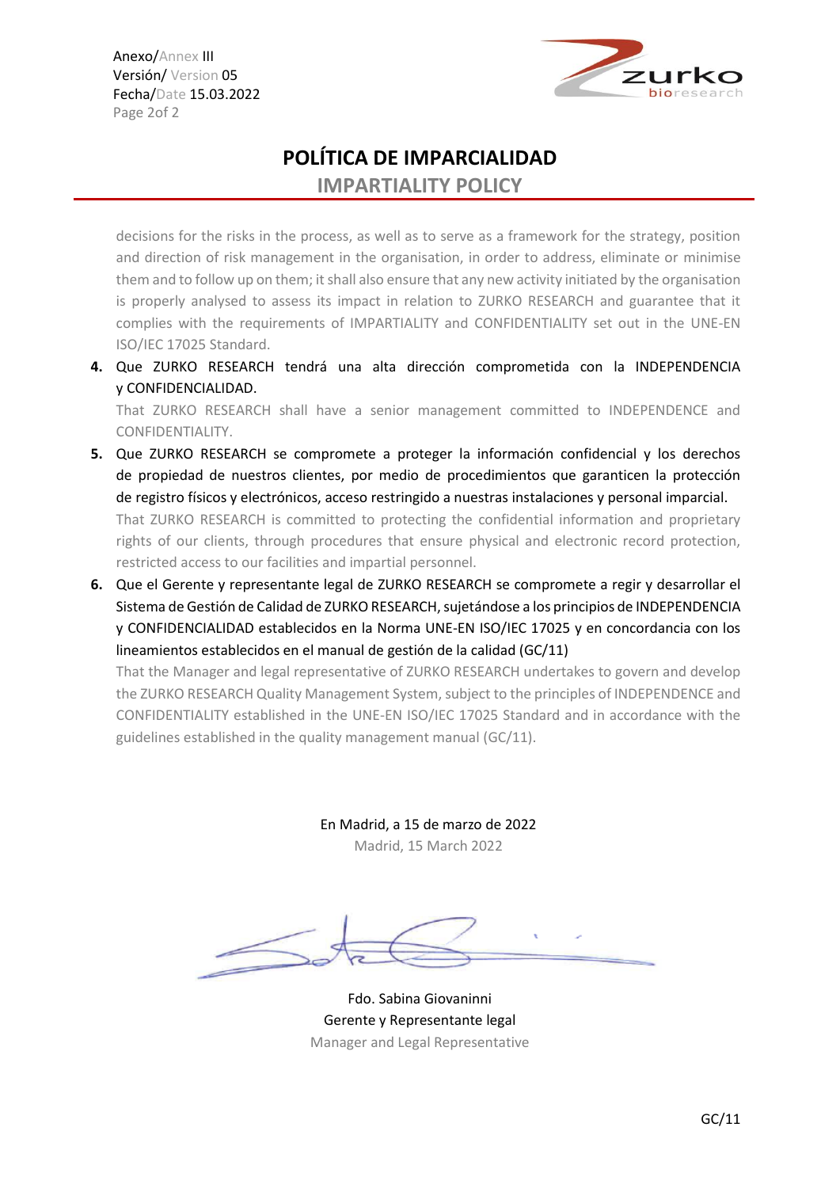# POLÍTICA DE IMPARCIALIDAD

## IMPARTIALITY POLICY

decisions for the risks in the process, as well as to serve as a framework for the strategy, position and direction of risk management in the organisation, in order to address, eliminate or minimise them and to follow up on them; it shall also ensure that any new activity initiated by the organisation is properly analysed to assess its impact in relation to ZURKO RESEARCH and guarantee that it complies with the requirements of IMPARTIALITY and CONFIDENTIALITY set out in the UNE-EN ISO/IEC 17025 Standard.

4. Que ZURKO RESEARCH tendrá una alta dirección comprometida con la INDEPENDENCIA y CONFIDENCIALIDAD.

   That ZURKO RESEARCH shall have a senior management committed to INDEPENDENCE and CONFIDENTIALITY.

5. Que ZURKO RESEARCH se compromete a proteger la información confidencial y los derechos de propiedad de nuestros clientes, por medio de procedimientos que garanticen la protección de registro físicos y electrónicos, acceso restringido a nuestras instalaciones y personal imparcial.

   That ZURKO RESEARCH is committed to protecting the confidential information and proprietary rights of our clients, through procedures that ensure physical and electronic record protection, restricted access to our facilities and impartial personnel.

6. Que el Gerente y representante legal de ZURKO RESEARCH se compromete a regir y desarrollar el Sistema de Gestión de Calidad de ZURKO RESEARCH, sujetándose a los principios de INDEPENDENCIA y CONFIDENCIALIDAD establecidos en la Norma UNE-EN ISO/IEC 17025 y en concordancia con los lineamientos establecidos en el manual de gestión de la calidad (GC/11)

   That the Manager and legal representative of ZURKO RESEARCH undertakes to govern and develop the ZURKO RESEARCH Quality Management System, subject to the principles of INDEPENDENCE and CONFIDENTIALITY established in the UNE-EN ISO/IEC 17025 Standard and in accordance with the guidelines established in the quality management manual (GC/11).

En Madrid, a 15 de marzo de 2022

Madrid, 15 March 2022

Fdo. Sabina Giovaninni

Gerente y Representante legal

Manager and Legal Representative